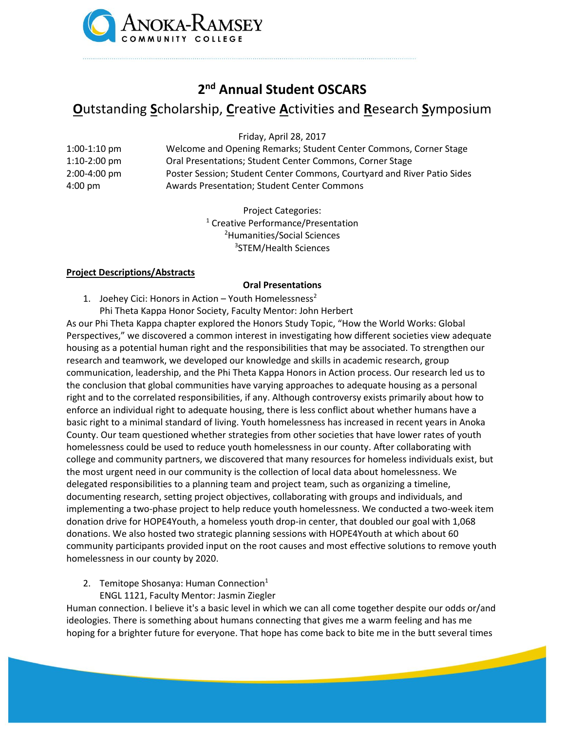# 2nd Annual Student OSCARS

## **O**utstanding **S**cholarship, **C**reative **A**ctivities and **R**esearch **S**ymposium

Friday, April 28, 2017

| | |
|---|---|
| 1:00-1:10 pm | Welcome and Opening Remarks; Student Center Commons, Corner Stage |
| 1:10-2:00 pm | Oral Presentations; Student Center Commons, Corner Stage |
| 2:00-4:00 pm | Poster Session; Student Center Commons, Courtyard and River Patio Sides |
| 4:00 pm | Awards Presentation; Student Center Commons |

Project Categories:
[1] Creative Performance/Presentation
[2] Humanities/Social Sciences
[3] STEM/Health Sciences

**Project Descriptions/Abstracts**

### Oral Presentations

1. Joehey Cici: Honors in Action – Youth Homelessness[2]
   Phi Theta Kappa Honor Society, Faculty Mentor: John Herbert

As our Phi Theta Kappa chapter explored the Honors Study Topic, "How the World Works: Global Perspectives," we discovered a common interest in investigating how different societies view adequate housing as a potential human right and the responsibilities that may be associated. To strengthen our research and teamwork, we developed our knowledge and skills in academic research, group communication, leadership, and the Phi Theta Kappa Honors in Action process. Our research led us to the conclusion that global communities have varying approaches to adequate housing as a personal right and to the correlated responsibilities, if any. Although controversy exists primarily about how to enforce an individual right to adequate housing, there is less conflict about whether humans have a basic right to a minimal standard of living. Youth homelessness has increased in recent years in Anoka County. Our team questioned whether strategies from other societies that have lower rates of youth homelessness could be used to reduce youth homelessness in our county. After collaborating with college and community partners, we discovered that many resources for homeless individuals exist, but the most urgent need in our community is the collection of local data about homelessness. We delegated responsibilities to a planning team and project team, such as organizing a timeline, documenting research, setting project objectives, collaborating with groups and individuals, and implementing a two-phase project to help reduce youth homelessness. We conducted a two-week item donation drive for HOPE4Youth, a homeless youth drop-in center, that doubled our goal with 1,068 donations. We also hosted two strategic planning sessions with HOPE4Youth at which about 60 community participants provided input on the root causes and most effective solutions to remove youth homelessness in our county by 2020.

2. Temitope Shosanya: Human Connection[1]
   ENGL 1121, Faculty Mentor: Jasmin Ziegler

Human connection. I believe it's a basic level in which we can all come together despite our odds or/and ideologies. There is something about humans connecting that gives me a warm feeling and has me hoping for a brighter future for everyone. That hope has come back to bite me in the butt several times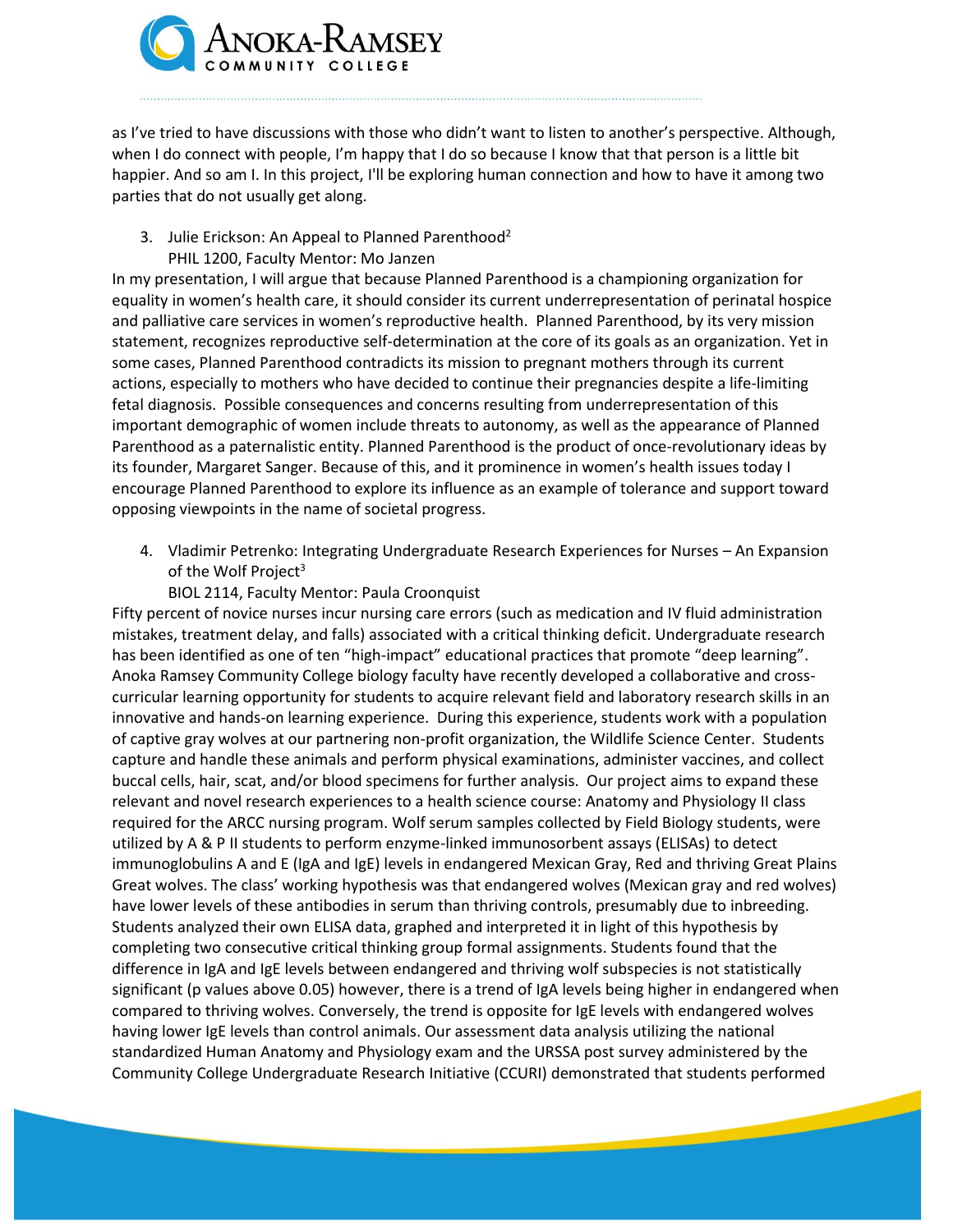as I've tried to have discussions with those who didn't want to listen to another's perspective. Although, when I do connect with people, I'm happy that I do so because I know that that person is a little bit happier. And so am I. In this project, I'll be exploring human connection and how to have it among two parties that do not usually get along.

3. Julie Erickson: An Appeal to Planned Parenthood[2]
   PHIL 1200, Faculty Mentor: Mo Janzen

In my presentation, I will argue that because Planned Parenthood is a championing organization for equality in women's health care, it should consider its current underrepresentation of perinatal hospice and palliative care services in women's reproductive health. Planned Parenthood, by its very mission statement, recognizes reproductive self-determination at the core of its goals as an organization. Yet in some cases, Planned Parenthood contradicts its mission to pregnant mothers through its current actions, especially to mothers who have decided to continue their pregnancies despite a life-limiting fetal diagnosis. Possible consequences and concerns resulting from underrepresentation of this important demographic of women include threats to autonomy, as well as the appearance of Planned Parenthood as a paternalistic entity. Planned Parenthood is the product of once-revolutionary ideas by its founder, Margaret Sanger. Because of this, and it prominence in women's health issues today I encourage Planned Parenthood to explore its influence as an example of tolerance and support toward opposing viewpoints in the name of societal progress.

4. Vladimir Petrenko: Integrating Undergraduate Research Experiences for Nurses – An Expansion of the Wolf Project[3]
   BIOL 2114, Faculty Mentor: Paula Croonquist

Fifty percent of novice nurses incur nursing care errors (such as medication and IV fluid administration mistakes, treatment delay, and falls) associated with a critical thinking deficit. Undergraduate research has been identified as one of ten "high-impact" educational practices that promote "deep learning". Anoka Ramsey Community College biology faculty have recently developed a collaborative and cross-curricular learning opportunity for students to acquire relevant field and laboratory research skills in an innovative and hands-on learning experience. During this experience, students work with a population of captive gray wolves at our partnering non-profit organization, the Wildlife Science Center. Students capture and handle these animals and perform physical examinations, administer vaccines, and collect buccal cells, hair, scat, and/or blood specimens for further analysis. Our project aims to expand these relevant and novel research experiences to a health science course: Anatomy and Physiology II class required for the ARCC nursing program. Wolf serum samples collected by Field Biology students, were utilized by A & P II students to perform enzyme-linked immunosorbent assays (ELISAs) to detect immunoglobulins A and E (IgA and IgE) levels in endangered Mexican Gray, Red and thriving Great Plains Great wolves. The class' working hypothesis was that endangered wolves (Mexican gray and red wolves) have lower levels of these antibodies in serum than thriving controls, presumably due to inbreeding. Students analyzed their own ELISA data, graphed and interpreted it in light of this hypothesis by completing two consecutive critical thinking group formal assignments. Students found that the difference in IgA and IgE levels between endangered and thriving wolf subspecies is not statistically significant (p values above 0.05) however, there is a trend of IgA levels being higher in endangered when compared to thriving wolves. Conversely, the trend is opposite for IgE levels with endangered wolves having lower IgE levels than control animals. Our assessment data analysis utilizing the national standardized Human Anatomy and Physiology exam and the URSSA post survey administered by the Community College Undergraduate Research Initiative (CCURI) demonstrated that students performed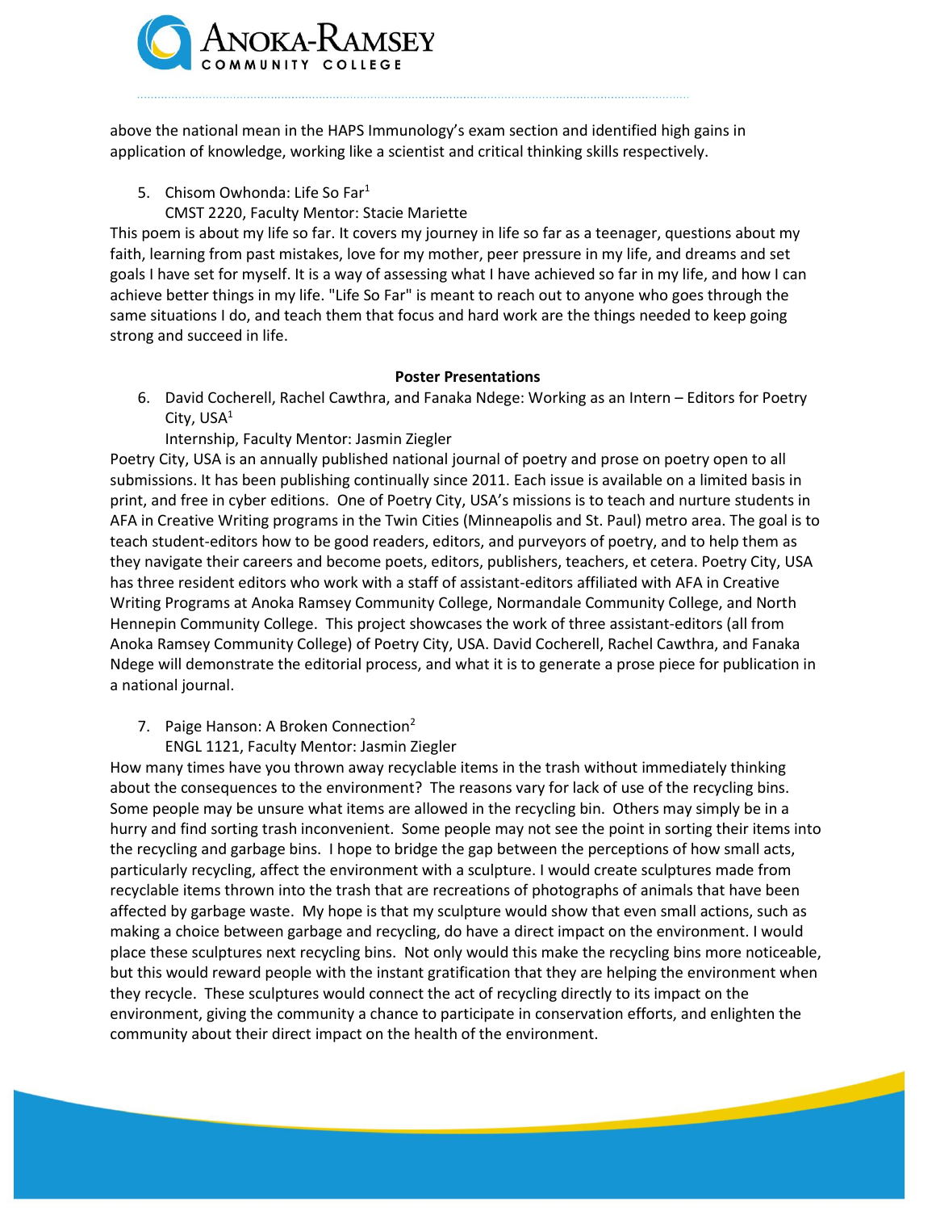above the national mean in the HAPS Immunology's exam section and identified high gains in application of knowledge, working like a scientist and critical thinking skills respectively.

5. Chisom Owhonda: Life So Far[1]
   CMST 2220, Faculty Mentor: Stacie Mariette

This poem is about my life so far. It covers my journey in life so far as a teenager, questions about my faith, learning from past mistakes, love for my mother, peer pressure in my life, and dreams and set goals I have set for myself. It is a way of assessing what I have achieved so far in my life, and how I can achieve better things in my life. "Life So Far" is meant to reach out to anyone who goes through the same situations I do, and teach them that focus and hard work are the things needed to keep going strong and succeed in life.

**Poster Presentations**

6. David Cocherell, Rachel Cawthra, and Fanaka Ndege: Working as an Intern – Editors for Poetry City, USA[1]
   Internship, Faculty Mentor: Jasmin Ziegler

Poetry City, USA is an annually published national journal of poetry and prose on poetry open to all submissions. It has been publishing continually since 2011. Each issue is available on a limited basis in print, and free in cyber editions. One of Poetry City, USA's missions is to teach and nurture students in AFA in Creative Writing programs in the Twin Cities (Minneapolis and St. Paul) metro area. The goal is to teach student-editors how to be good readers, editors, and purveyors of poetry, and to help them as they navigate their careers and become poets, editors, publishers, teachers, et cetera. Poetry City, USA has three resident editors who work with a staff of assistant-editors affiliated with AFA in Creative Writing Programs at Anoka Ramsey Community College, Normandale Community College, and North Hennepin Community College. This project showcases the work of three assistant-editors (all from Anoka Ramsey Community College) of Poetry City, USA. David Cocherell, Rachel Cawthra, and Fanaka Ndege will demonstrate the editorial process, and what it is to generate a prose piece for publication in a national journal.

7. Paige Hanson: A Broken Connection[2]
   ENGL 1121, Faculty Mentor: Jasmin Ziegler

How many times have you thrown away recyclable items in the trash without immediately thinking about the consequences to the environment? The reasons vary for lack of use of the recycling bins. Some people may be unsure what items are allowed in the recycling bin. Others may simply be in a hurry and find sorting trash inconvenient. Some people may not see the point in sorting their items into the recycling and garbage bins. I hope to bridge the gap between the perceptions of how small acts, particularly recycling, affect the environment with a sculpture. I would create sculptures made from recyclable items thrown into the trash that are recreations of photographs of animals that have been affected by garbage waste. My hope is that my sculpture would show that even small actions, such as making a choice between garbage and recycling, do have a direct impact on the environment. I would place these sculptures next recycling bins. Not only would this make the recycling bins more noticeable, but this would reward people with the instant gratification that they are helping the environment when they recycle. These sculptures would connect the act of recycling directly to its impact on the environment, giving the community a chance to participate in conservation efforts, and enlighten the community about their direct impact on the health of the environment.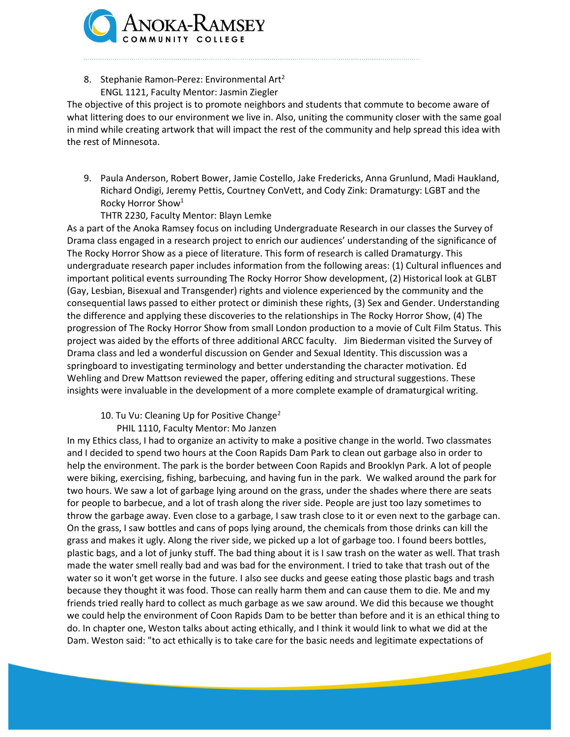8. Stephanie Ramon-Perez: Environmental Art[2]
   ENGL 1121, Faculty Mentor: Jasmin Ziegler

The objective of this project is to promote neighbors and students that commute to become aware of what littering does to our environment we live in. Also, uniting the community closer with the same goal in mind while creating artwork that will impact the rest of the community and help spread this idea with the rest of Minnesota.

9. Paula Anderson, Robert Bower, Jamie Costello, Jake Fredericks, Anna Grunlund, Madi Haukland, Richard Ondigi, Jeremy Pettis, Courtney ConVett, and Cody Zink: Dramaturgy: LGBT and the Rocky Horror Show[1]
   THTR 2230, Faculty Mentor: Blayn Lemke

As a part of the Anoka Ramsey focus on including Undergraduate Research in our classes the Survey of Drama class engaged in a research project to enrich our audiences' understanding of the significance of The Rocky Horror Show as a piece of literature. This form of research is called Dramaturgy. This undergraduate research paper includes information from the following areas: (1) Cultural influences and important political events surrounding The Rocky Horror Show development, (2) Historical look at GLBT (Gay, Lesbian, Bisexual and Transgender) rights and violence experienced by the community and the consequential laws passed to either protect or diminish these rights, (3) Sex and Gender. Understanding the difference and applying these discoveries to the relationships in The Rocky Horror Show, (4) The progression of The Rocky Horror Show from small London production to a movie of Cult Film Status. This project was aided by the efforts of three additional ARCC faculty. Jim Biederman visited the Survey of Drama class and led a wonderful discussion on Gender and Sexual Identity. This discussion was a springboard to investigating terminology and better understanding the character motivation. Ed Wehling and Drew Mattson reviewed the paper, offering editing and structural suggestions. These insights were invaluable in the development of a more complete example of dramaturgical writing.

10. Tu Vu: Cleaning Up for Positive Change[2]
    PHIL 1110, Faculty Mentor: Mo Janzen

In my Ethics class, I had to organize an activity to make a positive change in the world. Two classmates and I decided to spend two hours at the Coon Rapids Dam Park to clean out garbage also in order to help the environment. The park is the border between Coon Rapids and Brooklyn Park. A lot of people were biking, exercising, fishing, barbecuing, and having fun in the park. We walked around the park for two hours. We saw a lot of garbage lying around on the grass, under the shades where there are seats for people to barbecue, and a lot of trash along the river side. People are just too lazy sometimes to throw the garbage away. Even close to a garbage, I saw trash close to it or even next to the garbage can. On the grass, I saw bottles and cans of pops lying around, the chemicals from those drinks can kill the grass and makes it ugly. Along the river side, we picked up a lot of garbage too. I found beers bottles, plastic bags, and a lot of junky stuff. The bad thing about it is I saw trash on the water as well. That trash made the water smell really bad and was bad for the environment. I tried to take that trash out of the water so it won't get worse in the future. I also see ducks and geese eating those plastic bags and trash because they thought it was food. Those can really harm them and can cause them to die. Me and my friends tried really hard to collect as much garbage as we saw around. We did this because we thought we could help the environment of Coon Rapids Dam to be better than before and it is an ethical thing to do. In chapter one, Weston talks about acting ethically, and I think it would link to what we did at the Dam. Weston said: "to act ethically is to take care for the basic needs and legitimate expectations of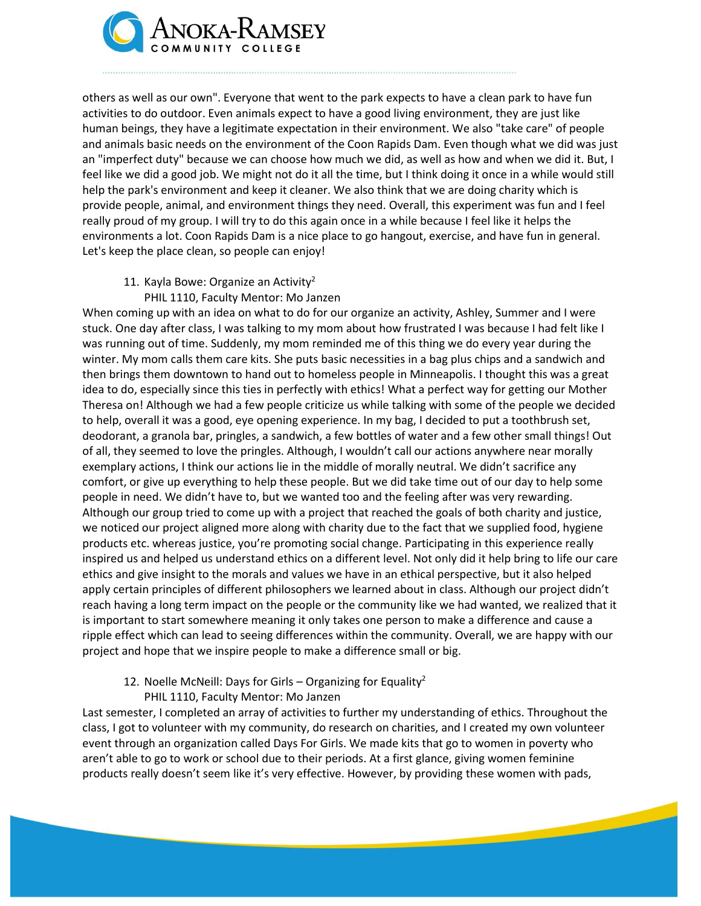others as well as our own". Everyone that went to the park expects to have a clean park to have fun activities to do outdoor. Even animals expect to have a good living environment, they are just like human beings, they have a legitimate expectation in their environment. We also "take care" of people and animals basic needs on the environment of the Coon Rapids Dam. Even though what we did was just an "imperfect duty" because we can choose how much we did, as well as how and when we did it. But, I feel like we did a good job. We might not do it all the time, but I think doing it once in a while would still help the park's environment and keep it cleaner. We also think that we are doing charity which is provide people, animal, and environment things they need. Overall, this experiment was fun and I feel really proud of my group. I will try to do this again once in a while because I feel like it helps the environments a lot. Coon Rapids Dam is a nice place to go hangout, exercise, and have fun in general. Let's keep the place clean, so people can enjoy!

11. Kayla Bowe: Organize an Activity[2]
    PHIL 1110, Faculty Mentor: Mo Janzen

When coming up with an idea on what to do for our organize an activity, Ashley, Summer and I were stuck. One day after class, I was talking to my mom about how frustrated I was because I had felt like I was running out of time. Suddenly, my mom reminded me of this thing we do every year during the winter. My mom calls them care kits. She puts basic necessities in a bag plus chips and a sandwich and then brings them downtown to hand out to homeless people in Minneapolis. I thought this was a great idea to do, especially since this ties in perfectly with ethics! What a perfect way for getting our Mother Theresa on! Although we had a few people criticize us while talking with some of the people we decided to help, overall it was a good, eye opening experience. In my bag, I decided to put a toothbrush set, deodorant, a granola bar, pringles, a sandwich, a few bottles of water and a few other small things! Out of all, they seemed to love the pringles. Although, I wouldn't call our actions anywhere near morally exemplary actions, I think our actions lie in the middle of morally neutral. We didn't sacrifice any comfort, or give up everything to help these people. But we did take time out of our day to help some people in need. We didn't have to, but we wanted too and the feeling after was very rewarding. Although our group tried to come up with a project that reached the goals of both charity and justice, we noticed our project aligned more along with charity due to the fact that we supplied food, hygiene products etc. whereas justice, you're promoting social change. Participating in this experience really inspired us and helped us understand ethics on a different level. Not only did it help bring to life our care ethics and give insight to the morals and values we have in an ethical perspective, but it also helped apply certain principles of different philosophers we learned about in class. Although our project didn't reach having a long term impact on the people or the community like we had wanted, we realized that it is important to start somewhere meaning it only takes one person to make a difference and cause a ripple effect which can lead to seeing differences within the community. Overall, we are happy with our project and hope that we inspire people to make a difference small or big.

12. Noelle McNeill: Days for Girls – Organizing for Equality[2]
    PHIL 1110, Faculty Mentor: Mo Janzen

Last semester, I completed an array of activities to further my understanding of ethics. Throughout the class, I got to volunteer with my community, do research on charities, and I created my own volunteer event through an organization called Days For Girls. We made kits that go to women in poverty who aren't able to go to work or school due to their periods. At a first glance, giving women feminine products really doesn't seem like it's very effective. However, by providing these women with pads,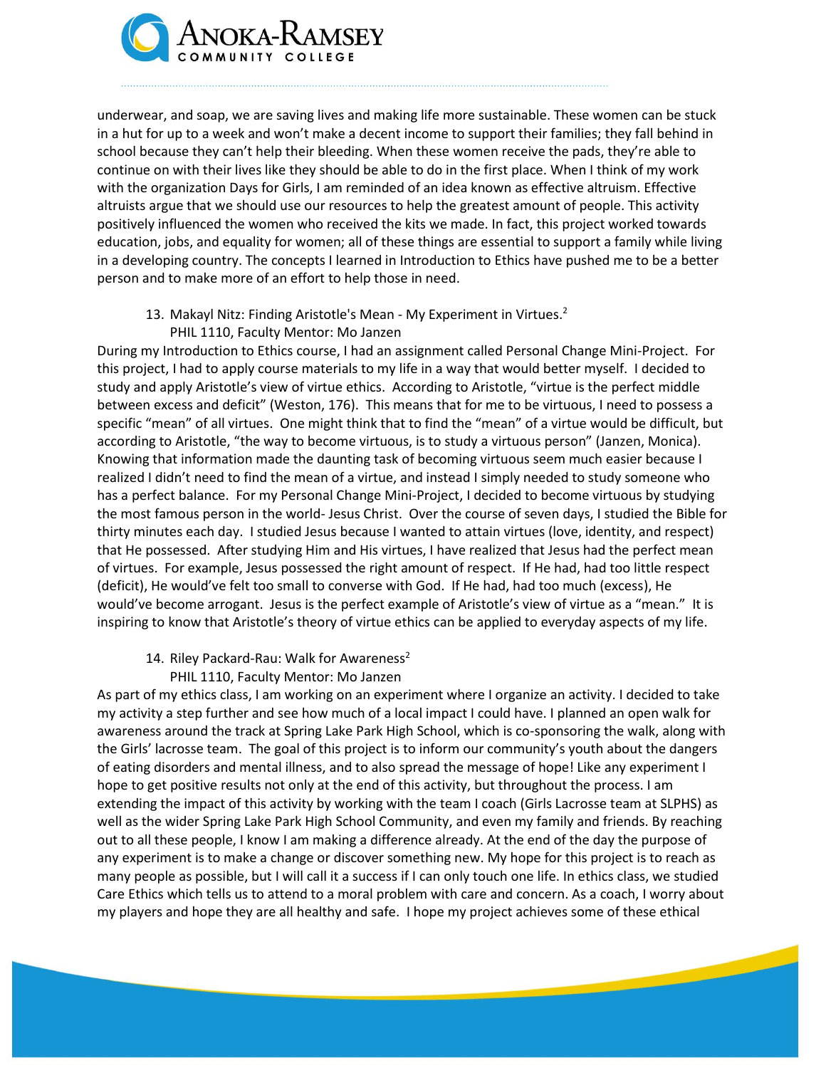underwear, and soap, we are saving lives and making life more sustainable. These women can be stuck in a hut for up to a week and won't make a decent income to support their families; they fall behind in school because they can't help their bleeding. When these women receive the pads, they're able to continue on with their lives like they should be able to do in the first place. When I think of my work with the organization Days for Girls, I am reminded of an idea known as effective altruism. Effective altruists argue that we should use our resources to help the greatest amount of people. This activity positively influenced the women who received the kits we made. In fact, this project worked towards education, jobs, and equality for women; all of these things are essential to support a family while living in a developing country. The concepts I learned in Introduction to Ethics have pushed me to be a better person and to make more of an effort to help those in need.

13. Makayl Nitz: Finding Aristotle's Mean - My Experiment in Virtues.[2]
    PHIL 1110, Faculty Mentor: Mo Janzen

During my Introduction to Ethics course, I had an assignment called Personal Change Mini-Project. For this project, I had to apply course materials to my life in a way that would better myself. I decided to study and apply Aristotle's view of virtue ethics. According to Aristotle, "virtue is the perfect middle between excess and deficit" (Weston, 176). This means that for me to be virtuous, I need to possess a specific "mean" of all virtues. One might think that to find the "mean" of a virtue would be difficult, but according to Aristotle, "the way to become virtuous, is to study a virtuous person" (Janzen, Monica). Knowing that information made the daunting task of becoming virtuous seem much easier because I realized I didn't need to find the mean of a virtue, and instead I simply needed to study someone who has a perfect balance. For my Personal Change Mini-Project, I decided to become virtuous by studying the most famous person in the world- Jesus Christ. Over the course of seven days, I studied the Bible for thirty minutes each day. I studied Jesus because I wanted to attain virtues (love, identity, and respect) that He possessed. After studying Him and His virtues, I have realized that Jesus had the perfect mean of virtues. For example, Jesus possessed the right amount of respect. If He had, had too little respect (deficit), He would've felt too small to converse with God. If He had, had too much (excess), He would've become arrogant. Jesus is the perfect example of Aristotle's view of virtue as a "mean." It is inspiring to know that Aristotle's theory of virtue ethics can be applied to everyday aspects of my life.

14. Riley Packard-Rau: Walk for Awareness[2]
    PHIL 1110, Faculty Mentor: Mo Janzen

As part of my ethics class, I am working on an experiment where I organize an activity. I decided to take my activity a step further and see how much of a local impact I could have. I planned an open walk for awareness around the track at Spring Lake Park High School, which is co-sponsoring the walk, along with the Girls' lacrosse team. The goal of this project is to inform our community's youth about the dangers of eating disorders and mental illness, and to also spread the message of hope! Like any experiment I hope to get positive results not only at the end of this activity, but throughout the process. I am extending the impact of this activity by working with the team I coach (Girls Lacrosse team at SLPHS) as well as the wider Spring Lake Park High School Community, and even my family and friends. By reaching out to all these people, I know I am making a difference already. At the end of the day the purpose of any experiment is to make a change or discover something new. My hope for this project is to reach as many people as possible, but I will call it a success if I can only touch one life. In ethics class, we studied Care Ethics which tells us to attend to a moral problem with care and concern. As a coach, I worry about my players and hope they are all healthy and safe. I hope my project achieves some of these ethical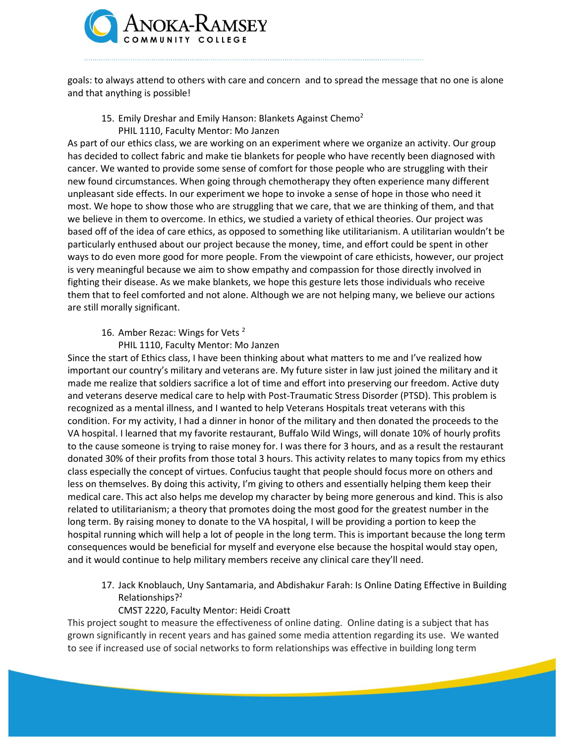goals: to always attend to others with care and concern and to spread the message that no one is alone and that anything is possible!

15. Emily Dreshar and Emily Hanson: Blankets Against Chemo[2]
    PHIL 1110, Faculty Mentor: Mo Janzen

As part of our ethics class, we are working on an experiment where we organize an activity. Our group has decided to collect fabric and make tie blankets for people who have recently been diagnosed with cancer. We wanted to provide some sense of comfort for those people who are struggling with their new found circumstances. When going through chemotherapy they often experience many different unpleasant side effects. In our experiment we hope to invoke a sense of hope in those who need it most. We hope to show those who are struggling that we care, that we are thinking of them, and that we believe in them to overcome. In ethics, we studied a variety of ethical theories. Our project was based off of the idea of care ethics, as opposed to something like utilitarianism. A utilitarian wouldn't be particularly enthused about our project because the money, time, and effort could be spent in other ways to do even more good for more people. From the viewpoint of care ethicists, however, our project is very meaningful because we aim to show empathy and compassion for those directly involved in fighting their disease. As we make blankets, we hope this gesture lets those individuals who receive them that to feel comforted and not alone. Although we are not helping many, we believe our actions are still morally significant.

16. Amber Rezac: Wings for Vets [2]
    PHIL 1110, Faculty Mentor: Mo Janzen

Since the start of Ethics class, I have been thinking about what matters to me and I've realized how important our country's military and veterans are. My future sister in law just joined the military and it made me realize that soldiers sacrifice a lot of time and effort into preserving our freedom. Active duty and veterans deserve medical care to help with Post-Traumatic Stress Disorder (PTSD). This problem is recognized as a mental illness, and I wanted to help Veterans Hospitals treat veterans with this condition. For my activity, I had a dinner in honor of the military and then donated the proceeds to the VA hospital. I learned that my favorite restaurant, Buffalo Wild Wings, will donate 10% of hourly profits to the cause someone is trying to raise money for. I was there for 3 hours, and as a result the restaurant donated 30% of their profits from those total 3 hours. This activity relates to many topics from my ethics class especially the concept of virtues. Confucius taught that people should focus more on others and less on themselves. By doing this activity, I'm giving to others and essentially helping them keep their medical care. This act also helps me develop my character by being more generous and kind. This is also related to utilitarianism; a theory that promotes doing the most good for the greatest number in the long term. By raising money to donate to the VA hospital, I will be providing a portion to keep the hospital running which will help a lot of people in the long term. This is important because the long term consequences would be beneficial for myself and everyone else because the hospital would stay open, and it would continue to help military members receive any clinical care they'll need.

17. Jack Knoblauch, Uny Santamaria, and Abdishakur Farah: Is Online Dating Effective in Building Relationships?[2]
    CMST 2220, Faculty Mentor: Heidi Croatt

This project sought to measure the effectiveness of online dating. Online dating is a subject that has grown significantly in recent years and has gained some media attention regarding its use. We wanted to see if increased use of social networks to form relationships was effective in building long term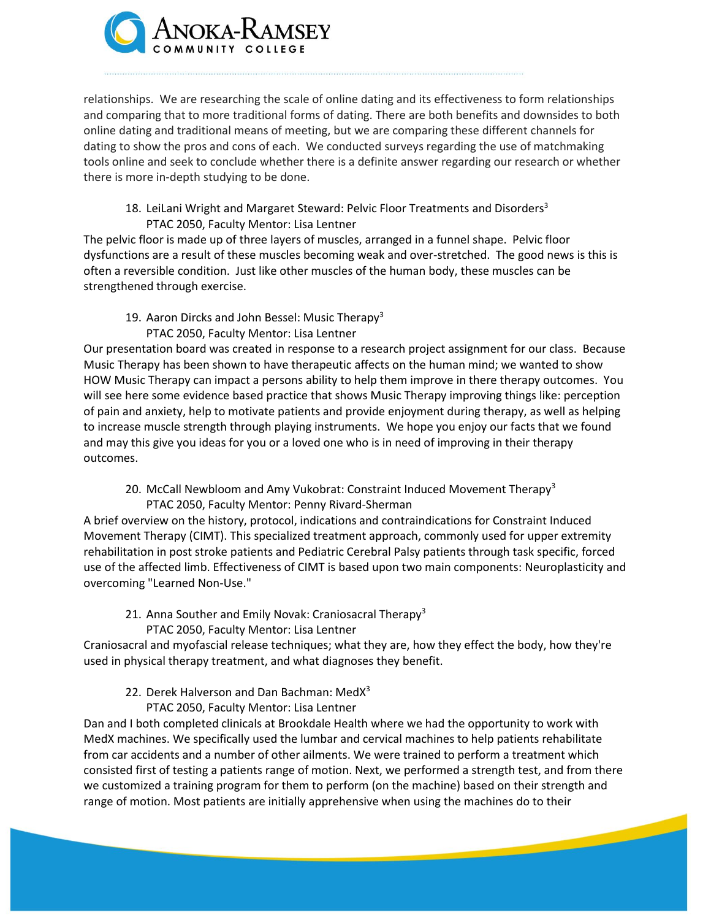relationships. We are researching the scale of online dating and its effectiveness to form relationships and comparing that to more traditional forms of dating. There are both benefits and downsides to both online dating and traditional means of meeting, but we are comparing these different channels for dating to show the pros and cons of each. We conducted surveys regarding the use of matchmaking tools online and seek to conclude whether there is a definite answer regarding our research or whether there is more in-depth studying to be done.

18. LeiLani Wright and Margaret Steward: Pelvic Floor Treatments and Disorders[3]
    PTAC 2050, Faculty Mentor: Lisa Lentner

The pelvic floor is made up of three layers of muscles, arranged in a funnel shape. Pelvic floor dysfunctions are a result of these muscles becoming weak and over-stretched. The good news is this is often a reversible condition. Just like other muscles of the human body, these muscles can be strengthened through exercise.

19. Aaron Dircks and John Bessel: Music Therapy[3]
    PTAC 2050, Faculty Mentor: Lisa Lentner

Our presentation board was created in response to a research project assignment for our class. Because Music Therapy has been shown to have therapeutic affects on the human mind; we wanted to show HOW Music Therapy can impact a persons ability to help them improve in there therapy outcomes. You will see here some evidence based practice that shows Music Therapy improving things like: perception of pain and anxiety, help to motivate patients and provide enjoyment during therapy, as well as helping to increase muscle strength through playing instruments. We hope you enjoy our facts that we found and may this give you ideas for you or a loved one who is in need of improving in their therapy outcomes.

20. McCall Newbloom and Amy Vukobrat: Constraint Induced Movement Therapy[3]
    PTAC 2050, Faculty Mentor: Penny Rivard-Sherman

A brief overview on the history, protocol, indications and contraindications for Constraint Induced Movement Therapy (CIMT). This specialized treatment approach, commonly used for upper extremity rehabilitation in post stroke patients and Pediatric Cerebral Palsy patients through task specific, forced use of the affected limb. Effectiveness of CIMT is based upon two main components: Neuroplasticity and overcoming "Learned Non-Use."

21. Anna Souther and Emily Novak: Craniosacral Therapy[3]
    PTAC 2050, Faculty Mentor: Lisa Lentner

Craniosacral and myofascial release techniques; what they are, how they effect the body, how they're used in physical therapy treatment, and what diagnoses they benefit.

22. Derek Halverson and Dan Bachman: MedX[3]
    PTAC 2050, Faculty Mentor: Lisa Lentner

Dan and I both completed clinicals at Brookdale Health where we had the opportunity to work with MedX machines. We specifically used the lumbar and cervical machines to help patients rehabilitate from car accidents and a number of other ailments. We were trained to perform a treatment which consisted first of testing a patients range of motion. Next, we performed a strength test, and from there we customized a training program for them to perform (on the machine) based on their strength and range of motion. Most patients are initially apprehensive when using the machines do to their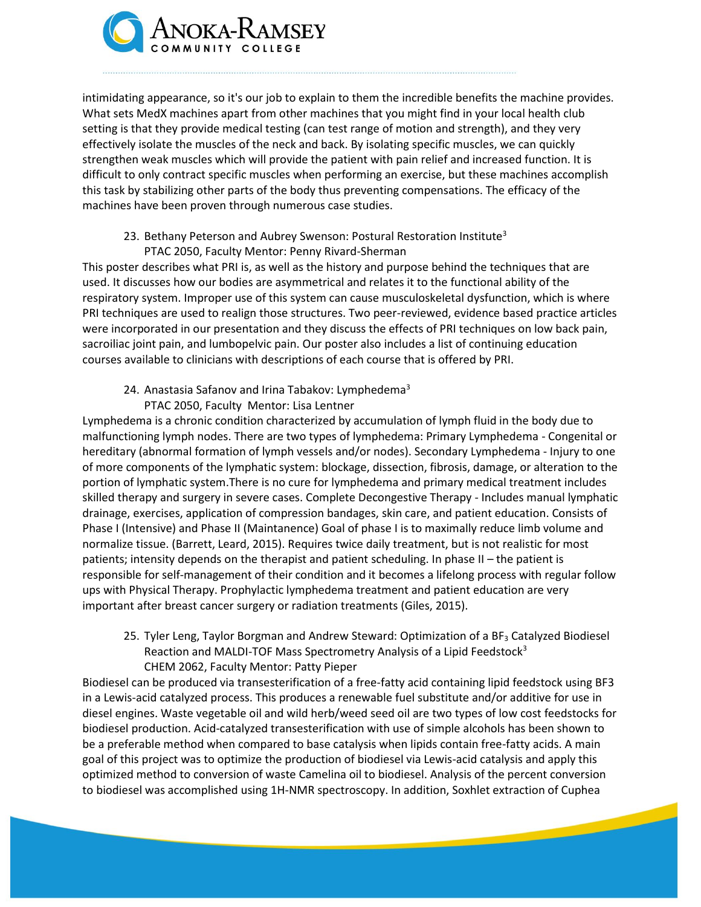intimidating appearance, so it's our job to explain to them the incredible benefits the machine provides. What sets MedX machines apart from other machines that you might find in your local health club setting is that they provide medical testing (can test range of motion and strength), and they very effectively isolate the muscles of the neck and back. By isolating specific muscles, we can quickly strengthen weak muscles which will provide the patient with pain relief and increased function. It is difficult to only contract specific muscles when performing an exercise, but these machines accomplish this task by stabilizing other parts of the body thus preventing compensations. The efficacy of the machines have been proven through numerous case studies.

23. Bethany Peterson and Aubrey Swenson: Postural Restoration Institute[3]
    PTAC 2050, Faculty Mentor: Penny Rivard-Sherman

This poster describes what PRI is, as well as the history and purpose behind the techniques that are used. It discusses how our bodies are asymmetrical and relates it to the functional ability of the respiratory system. Improper use of this system can cause musculoskeletal dysfunction, which is where PRI techniques are used to realign those structures. Two peer-reviewed, evidence based practice articles were incorporated in our presentation and they discuss the effects of PRI techniques on low back pain, sacroiliac joint pain, and lumbopelvic pain. Our poster also includes a list of continuing education courses available to clinicians with descriptions of each course that is offered by PRI.

24. Anastasia Safanov and Irina Tabakov: Lymphedema[3]
    PTAC 2050, Faculty Mentor: Lisa Lentner

Lymphedema is a chronic condition characterized by accumulation of lymph fluid in the body due to malfunctioning lymph nodes. There are two types of lymphedema: Primary Lymphedema - Congenital or hereditary (abnormal formation of lymph vessels and/or nodes). Secondary Lymphedema - Injury to one of more components of the lymphatic system: blockage, dissection, fibrosis, damage, or alteration to the portion of lymphatic system.There is no cure for lymphedema and primary medical treatment includes skilled therapy and surgery in severe cases. Complete Decongestive Therapy - Includes manual lymphatic drainage, exercises, application of compression bandages, skin care, and patient education. Consists of Phase I (Intensive) and Phase II (Maintanence) Goal of phase I is to maximally reduce limb volume and normalize tissue. (Barrett, Leard, 2015). Requires twice daily treatment, but is not realistic for most patients; intensity depends on the therapist and patient scheduling. In phase II – the patient is responsible for self-management of their condition and it becomes a lifelong process with regular follow ups with Physical Therapy. Prophylactic lymphedema treatment and patient education are very important after breast cancer surgery or radiation treatments (Giles, 2015).

25. Tyler Leng, Taylor Borgman and Andrew Steward: Optimization of a $BF_3$ Catalyzed Biodiesel Reaction and MALDI-TOF Mass Spectrometry Analysis of a Lipid Feedstock[3]
    CHEM 2062, Faculty Mentor: Patty Pieper

Biodiesel can be produced via transesterification of a free-fatty acid containing lipid feedstock using BF3 in a Lewis-acid catalyzed process. This produces a renewable fuel substitute and/or additive for use in diesel engines. Waste vegetable oil and wild herb/weed seed oil are two types of low cost feedstocks for biodiesel production. Acid-catalyzed transesterification with use of simple alcohols has been shown to be a preferable method when compared to base catalysis when lipids contain free-fatty acids. A main goal of this project was to optimize the production of biodiesel via Lewis-acid catalysis and apply this optimized method to conversion of waste Camelina oil to biodiesel. Analysis of the percent conversion to biodiesel was accomplished using 1H-NMR spectroscopy. In addition, Soxhlet extraction of Cuphea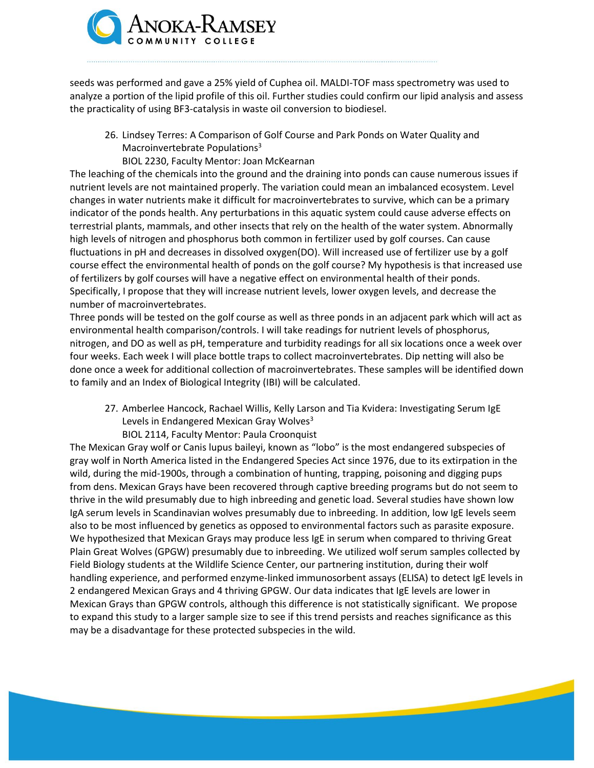seeds was performed and gave a 25% yield of Cuphea oil. MALDI-TOF mass spectrometry was used to analyze a portion of the lipid profile of this oil. Further studies could confirm our lipid analysis and assess the practicality of using BF3-catalysis in waste oil conversion to biodiesel.

26. Lindsey Terres: A Comparison of Golf Course and Park Ponds on Water Quality and Macroinvertebrate Populations[3]
    BIOL 2230, Faculty Mentor: Joan McKearnan

The leaching of the chemicals into the ground and the draining into ponds can cause numerous issues if nutrient levels are not maintained properly. The variation could mean an imbalanced ecosystem. Level changes in water nutrients make it difficult for macroinvertebrates to survive, which can be a primary indicator of the ponds health. Any perturbations in this aquatic system could cause adverse effects on terrestrial plants, mammals, and other insects that rely on the health of the water system. Abnormally high levels of nitrogen and phosphorus both common in fertilizer used by golf courses. Can cause fluctuations in pH and decreases in dissolved oxygen(DO). Will increased use of fertilizer use by a golf course effect the environmental health of ponds on the golf course? My hypothesis is that increased use of fertilizers by golf courses will have a negative effect on environmental health of their ponds. Specifically, I propose that they will increase nutrient levels, lower oxygen levels, and decrease the number of macroinvertebrates.

Three ponds will be tested on the golf course as well as three ponds in an adjacent park which will act as environmental health comparison/controls. I will take readings for nutrient levels of phosphorus, nitrogen, and DO as well as pH, temperature and turbidity readings for all six locations once a week over four weeks. Each week I will place bottle traps to collect macroinvertebrates. Dip netting will also be done once a week for additional collection of macroinvertebrates. These samples will be identified down to family and an Index of Biological Integrity (IBI) will be calculated.

27. Amberlee Hancock, Rachael Willis, Kelly Larson and Tia Kvidera: Investigating Serum IgE Levels in Endangered Mexican Gray Wolves[3]
    BIOL 2114, Faculty Mentor: Paula Croonquist

The Mexican Gray wolf or Canis lupus baileyi, known as "lobo" is the most endangered subspecies of gray wolf in North America listed in the Endangered Species Act since 1976, due to its extirpation in the wild, during the mid-1900s, through a combination of hunting, trapping, poisoning and digging pups from dens. Mexican Grays have been recovered through captive breeding programs but do not seem to thrive in the wild presumably due to high inbreeding and genetic load. Several studies have shown low IgA serum levels in Scandinavian wolves presumably due to inbreeding. In addition, low IgE levels seem also to be most influenced by genetics as opposed to environmental factors such as parasite exposure. We hypothesized that Mexican Grays may produce less IgE in serum when compared to thriving Great Plain Great Wolves (GPGW) presumably due to inbreeding. We utilized wolf serum samples collected by Field Biology students at the Wildlife Science Center, our partnering institution, during their wolf handling experience, and performed enzyme-linked immunosorbent assays (ELISA) to detect IgE levels in 2 endangered Mexican Grays and 4 thriving GPGW. Our data indicates that IgE levels are lower in Mexican Grays than GPGW controls, although this difference is not statistically significant. We propose to expand this study to a larger sample size to see if this trend persists and reaches significance as this may be a disadvantage for these protected subspecies in the wild.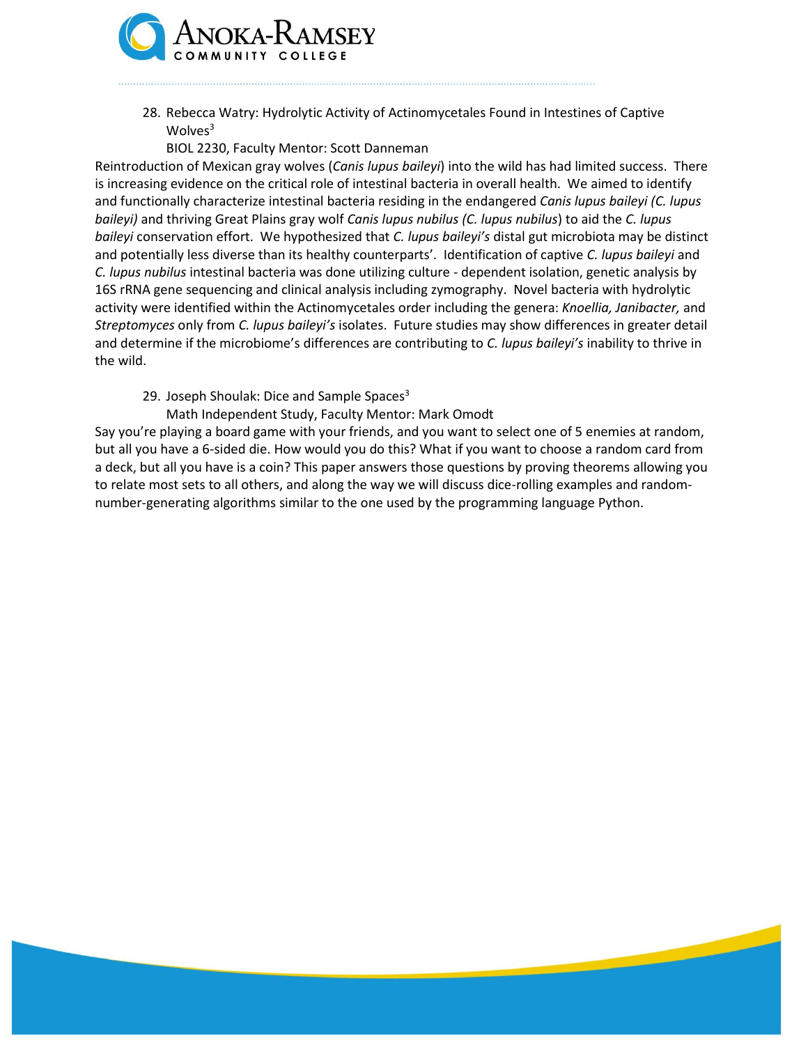28. Rebecca Watry: Hydrolytic Activity of Actinomycetales Found in Intestines of Captive Wolves[3]

    BIOL 2230, Faculty Mentor: Scott Danneman

Reintroduction of Mexican gray wolves (*Canis lupus baileyi*) into the wild has had limited success. There is increasing evidence on the critical role of intestinal bacteria in overall health. We aimed to identify and functionally characterize intestinal bacteria residing in the endangered *Canis lupus baileyi (C. lupus baileyi)* and thriving Great Plains gray wolf *Canis lupus nubilus (C. lupus nubilus*) to aid the *C. lupus baileyi* conservation effort. We hypothesized that *C. lupus baileyi's* distal gut microbiota may be distinct and potentially less diverse than its healthy counterparts'. Identification of captive *C. lupus baileyi* and *C. lupus nubilus* intestinal bacteria was done utilizing culture - dependent isolation, genetic analysis by 16S rRNA gene sequencing and clinical analysis including zymography. Novel bacteria with hydrolytic activity were identified within the Actinomycetales order including the genera: *Knoellia, Janibacter,* and *Streptomyces* only from *C. lupus baileyi's* isolates. Future studies may show differences in greater detail and determine if the microbiome's differences are contributing to *C. lupus baileyi's* inability to thrive in the wild.

29. Joseph Shoulak: Dice and Sample Spaces[3]

    Math Independent Study, Faculty Mentor: Mark Omodt

Say you're playing a board game with your friends, and you want to select one of 5 enemies at random, but all you have a 6-sided die. How would you do this? What if you want to choose a random card from a deck, but all you have is a coin? This paper answers those questions by proving theorems allowing you to relate most sets to all others, and along the way we will discuss dice-rolling examples and random-number-generating algorithms similar to the one used by the programming language Python.